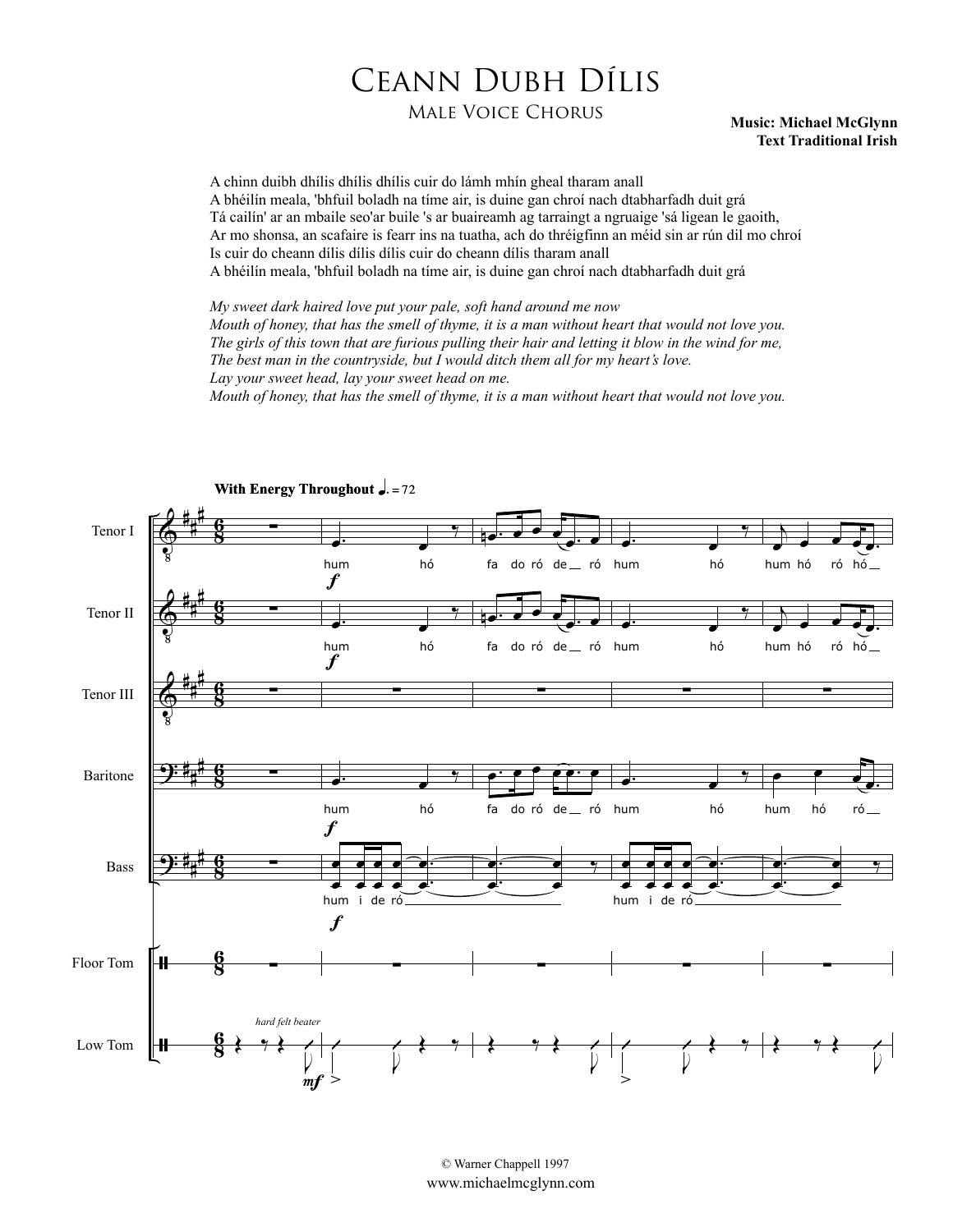# Ceann Dubh Dílis

## Male Voice Chorus

**Music: Michael McGlynn**
**Text Traditional Irish**

A chinn duibh dhílis dhílis dhílis cuir do lámh mhín gheal tharam anall
A bhéilín meala, 'bhfuil boladh na tíme air, is duine gan chroí nach dtabharfadh duit grá
Tá cailín' ar an mbaile seo'ar buile 's ar buaireamh ag tarraingt a ngruaige 'sá ligean le gaoith,
Ar mo shonsa, an scafaire is fearr ins na tuatha, ach do thréigfinn an méid sin ar rún dil mo chroí
Is cuir do cheann dílis dílis dílis cuir do cheann dílis tharam anall
A bhéilín meala, 'bhfuil boladh na tíme air, is duine gan chroí nach dtabharfadh duit grá

*My sweet dark haired love put your pale, soft hand around me now*
*Mouth of honey, that has the smell of thyme, it is a man without heart that would not love you.*
*The girls of this town that are furious pulling their hair and letting it blow in the wind for me,*
*The best man in the countryside, but I would ditch them all for my heart's love.*
*Lay your sweet head, lay your sweet head on me.*
*Mouth of honey, that has the smell of thyme, it is a man without heart that would not love you.*

© Warner Chappell 1997
www.michaelmcglynn.com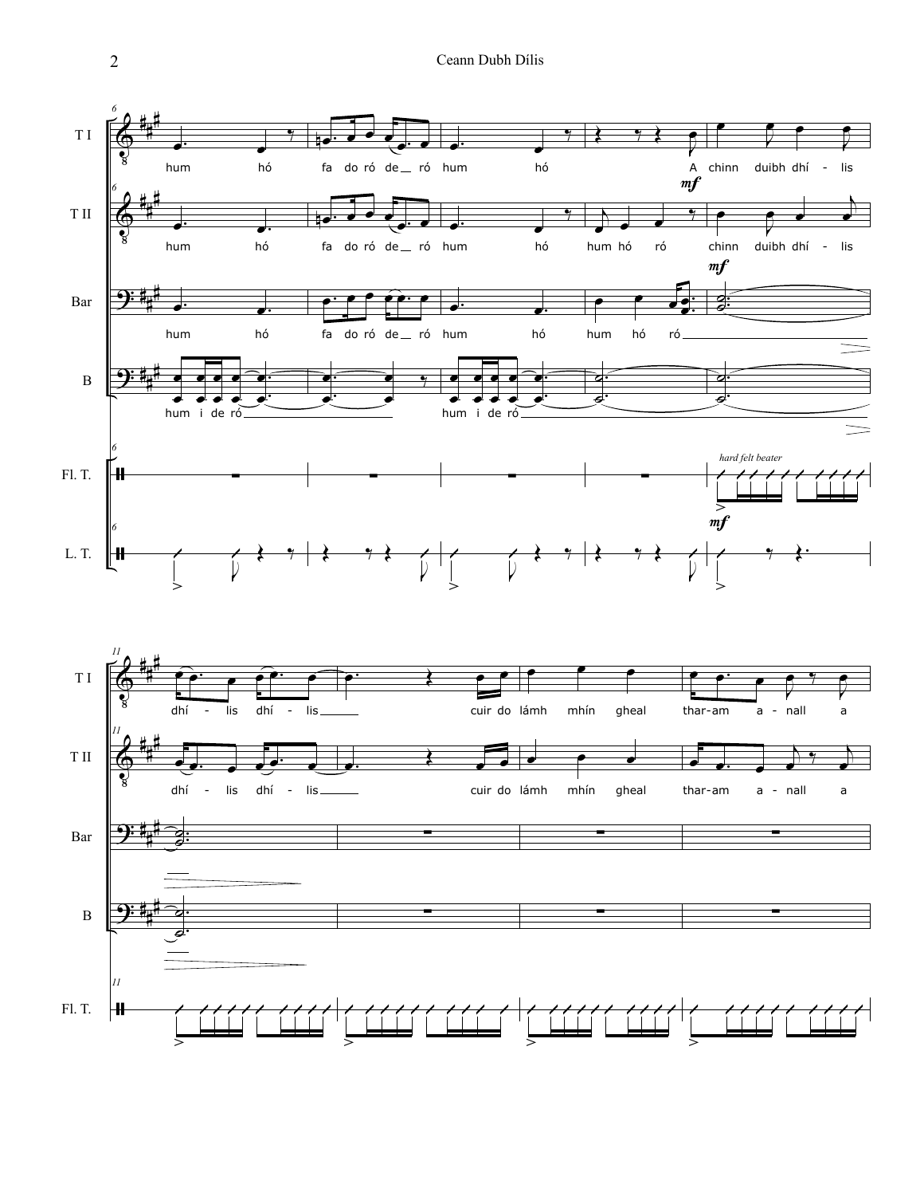T I: hum hó fa do ró de_ ró hum hó A chinn duibh dhí - lis

T II: hum hó fa do ró de_ ró hum hó hum hó ró chinn duibh dhí - lis

Bar: hum hó fa do ró de_ ró hum hó hum hó ró

B: hum i de ró hum i de ró

*hard felt beater*

T I: dhí - lis dhí - lis cuir do lámh mhín gheal thar-am a - nall a

T II: dhí - lis dhí - lis cuir do lámh mhín gheal thar-am a - nall a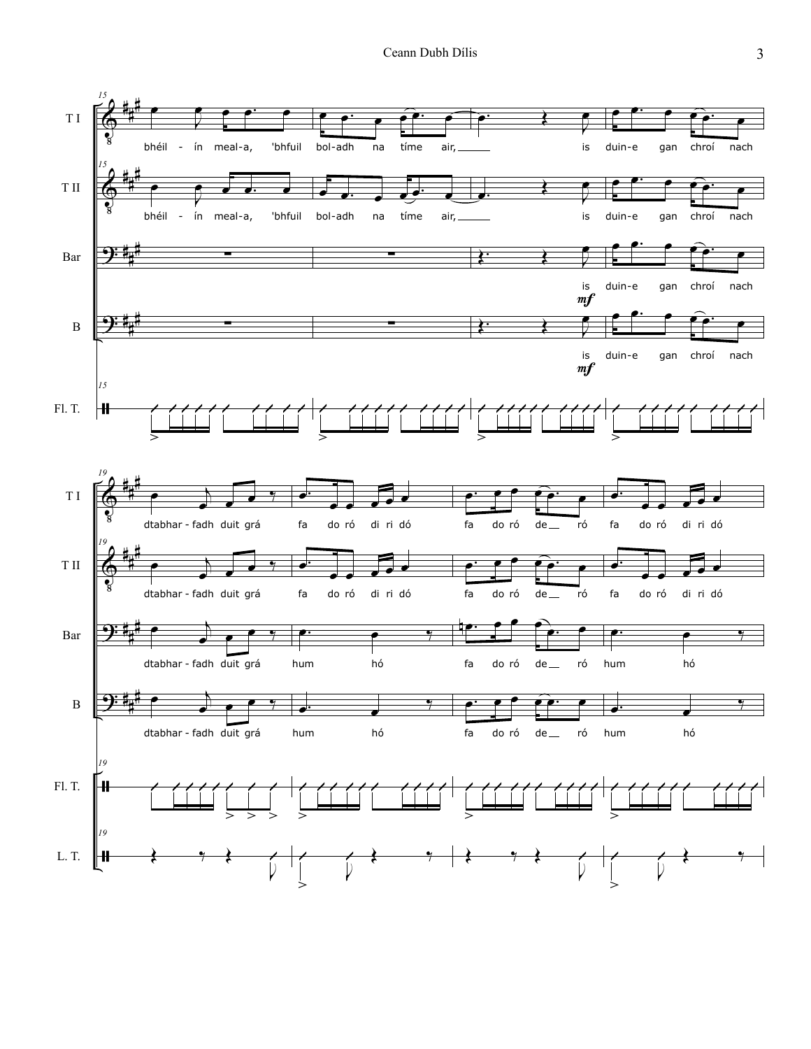T I: bhéil - ín meal-a, 'bhfuil bol-adh na tíme air, is duin-e gan chroí nach

T II: bhéil - ín meal-a, 'bhfuil bol-adh na tíme air, is duin-e gan chroí nach

Bar: is duin-e gan chroí nach

B: is duin-e gan chroí nach

T I: dtabhar - fadh duit grá fa do ró di ri dó fa do ró de ró fa do ró di ri dó

T II: dtabhar - fadh duit grá fa do ró di ri dó fa do ró de ró fa do ró di ri dó

Bar: dtabhar - fadh duit grá hum hó fa do ró de ró hum hó

B: dtabhar - fadh duit grá hum hó fa do ró de ró hum hó